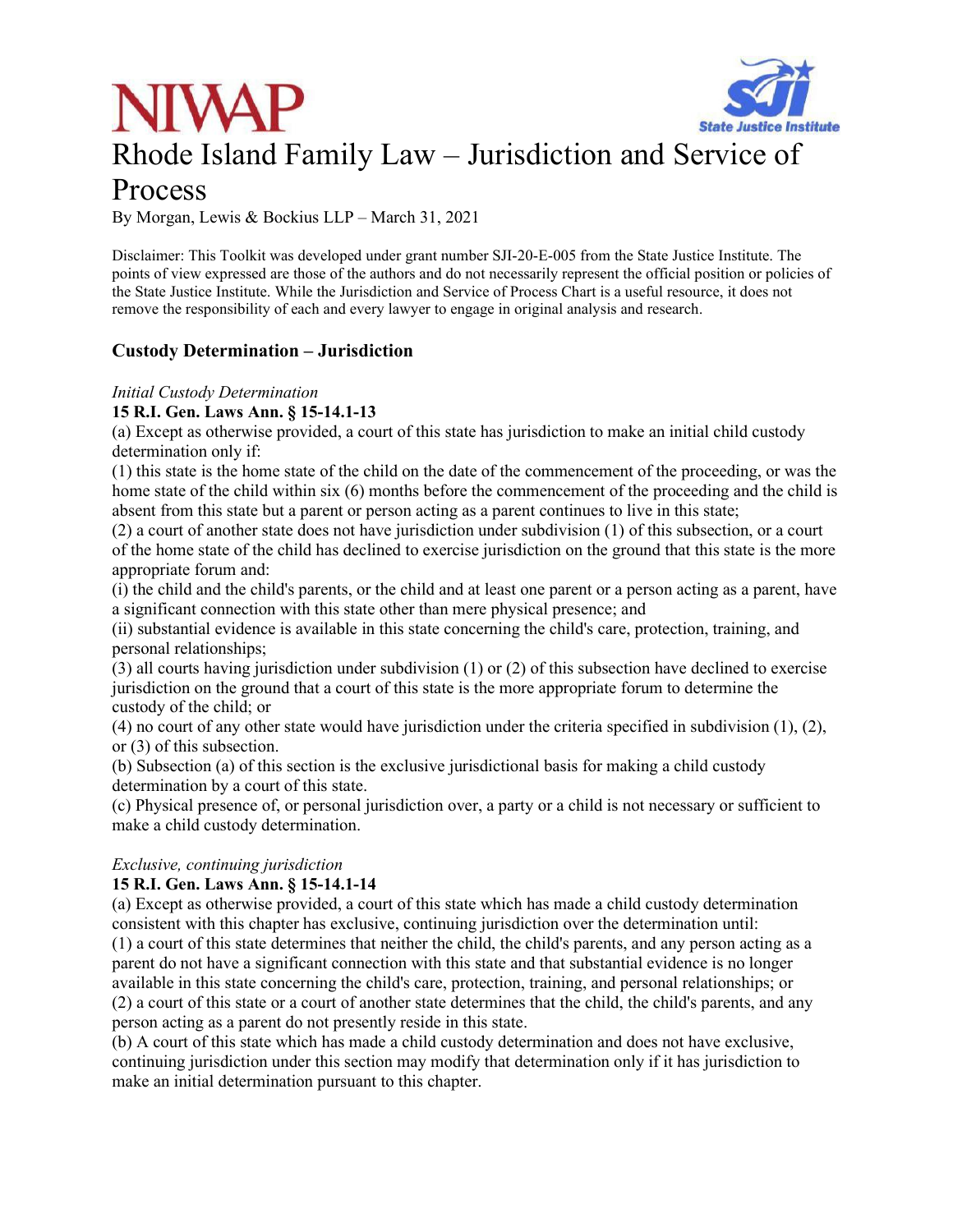NIWAP

State Justice Institute

# Rhode Island Family Law – Jurisdiction and Service of Process

By Morgan, Lewis & Bockius LLP – March 31, 2021

Disclaimer: This Toolkit was developed under grant number SJI-20-E-005 from the State Justice Institute. The points of view expressed are those of the authors and do not necessarily represent the official position or policies of the State Justice Institute. While the Jurisdiction and Service of Process Chart is a useful resource, it does not remove the responsibility of each and every lawyer to engage in original analysis and research.

## Custody Determination – Jurisdiction

*Initial Custody Determination*

**15 R.I. Gen. Laws Ann. § 15-14.1-13**

(a) Except as otherwise provided, a court of this state has jurisdiction to make an initial child custody determination only if:

(1) this state is the home state of the child on the date of the commencement of the proceeding, or was the home state of the child within six (6) months before the commencement of the proceeding and the child is absent from this state but a parent or person acting as a parent continues to live in this state;

(2) a court of another state does not have jurisdiction under subdivision (1) of this subsection, or a court of the home state of the child has declined to exercise jurisdiction on the ground that this state is the more appropriate forum and:

(i) the child and the child's parents, or the child and at least one parent or a person acting as a parent, have a significant connection with this state other than mere physical presence; and

(ii) substantial evidence is available in this state concerning the child's care, protection, training, and personal relationships;

(3) all courts having jurisdiction under subdivision (1) or (2) of this subsection have declined to exercise jurisdiction on the ground that a court of this state is the more appropriate forum to determine the custody of the child; or

(4) no court of any other state would have jurisdiction under the criteria specified in subdivision (1), (2), or (3) of this subsection.

(b) Subsection (a) of this section is the exclusive jurisdictional basis for making a child custody determination by a court of this state.

(c) Physical presence of, or personal jurisdiction over, a party or a child is not necessary or sufficient to make a child custody determination.

*Exclusive, continuing jurisdiction*

**15 R.I. Gen. Laws Ann. § 15-14.1-14**

(a) Except as otherwise provided, a court of this state which has made a child custody determination consistent with this chapter has exclusive, continuing jurisdiction over the determination until:

(1) a court of this state determines that neither the child, the child's parents, and any person acting as a parent do not have a significant connection with this state and that substantial evidence is no longer available in this state concerning the child's care, protection, training, and personal relationships; or

(2) a court of this state or a court of another state determines that the child, the child's parents, and any person acting as a parent do not presently reside in this state.

(b) A court of this state which has made a child custody determination and does not have exclusive, continuing jurisdiction under this section may modify that determination only if it has jurisdiction to make an initial determination pursuant to this chapter.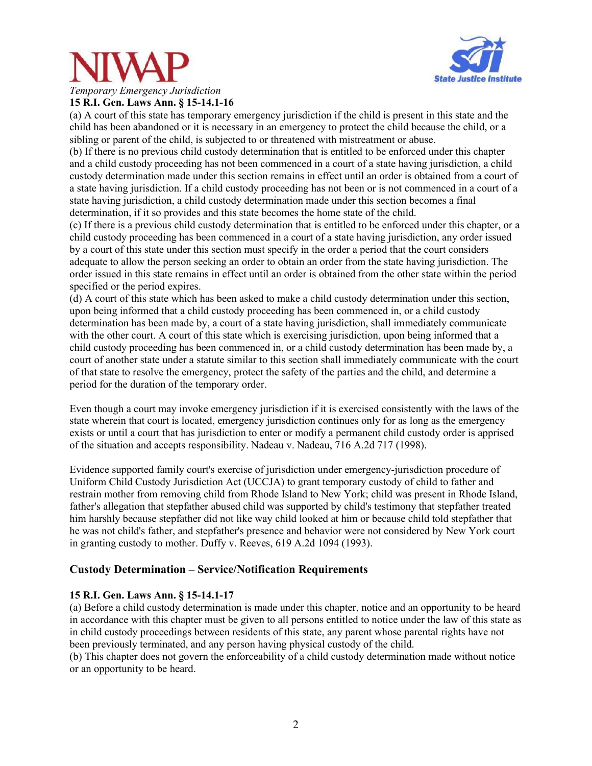*Temporary Emergency Jurisdiction*

**15 R.I. Gen. Laws Ann. § 15-14.1-16**

(a) A court of this state has temporary emergency jurisdiction if the child is present in this state and the child has been abandoned or it is necessary in an emergency to protect the child because the child, or a sibling or parent of the child, is subjected to or threatened with mistreatment or abuse.

(b) If there is no previous child custody determination that is entitled to be enforced under this chapter and a child custody proceeding has not been commenced in a court of a state having jurisdiction, a child custody determination made under this section remains in effect until an order is obtained from a court of a state having jurisdiction. If a child custody proceeding has not been or is not commenced in a court of a state having jurisdiction, a child custody determination made under this section becomes a final determination, if it so provides and this state becomes the home state of the child.

(c) If there is a previous child custody determination that is entitled to be enforced under this chapter, or a child custody proceeding has been commenced in a court of a state having jurisdiction, any order issued by a court of this state under this section must specify in the order a period that the court considers adequate to allow the person seeking an order to obtain an order from the state having jurisdiction. The order issued in this state remains in effect until an order is obtained from the other state within the period specified or the period expires.

(d) A court of this state which has been asked to make a child custody determination under this section, upon being informed that a child custody proceeding has been commenced in, or a child custody determination has been made by, a court of a state having jurisdiction, shall immediately communicate with the other court. A court of this state which is exercising jurisdiction, upon being informed that a child custody proceeding has been commenced in, or a child custody determination has been made by, a court of another state under a statute similar to this section shall immediately communicate with the court of that state to resolve the emergency, protect the safety of the parties and the child, and determine a period for the duration of the temporary order.

Even though a court may invoke emergency jurisdiction if it is exercised consistently with the laws of the state wherein that court is located, emergency jurisdiction continues only for as long as the emergency exists or until a court that has jurisdiction to enter or modify a permanent child custody order is apprised of the situation and accepts responsibility. Nadeau v. Nadeau, 716 A.2d 717 (1998).

Evidence supported family court's exercise of jurisdiction under emergency-jurisdiction procedure of Uniform Child Custody Jurisdiction Act (UCCJA) to grant temporary custody of child to father and restrain mother from removing child from Rhode Island to New York; child was present in Rhode Island, father's allegation that stepfather abused child was supported by child's testimony that stepfather treated him harshly because stepfather did not like way child looked at him or because child told stepfather that he was not child's father, and stepfather's presence and behavior were not considered by New York court in granting custody to mother. Duffy v. Reeves, 619 A.2d 1094 (1993).

## Custody Determination – Service/Notification Requirements

**15 R.I. Gen. Laws Ann. § 15-14.1-17**

(a) Before a child custody determination is made under this chapter, notice and an opportunity to be heard in accordance with this chapter must be given to all persons entitled to notice under the law of this state as in child custody proceedings between residents of this state, any parent whose parental rights have not been previously terminated, and any person having physical custody of the child.

(b) This chapter does not govern the enforceability of a child custody determination made without notice or an opportunity to be heard.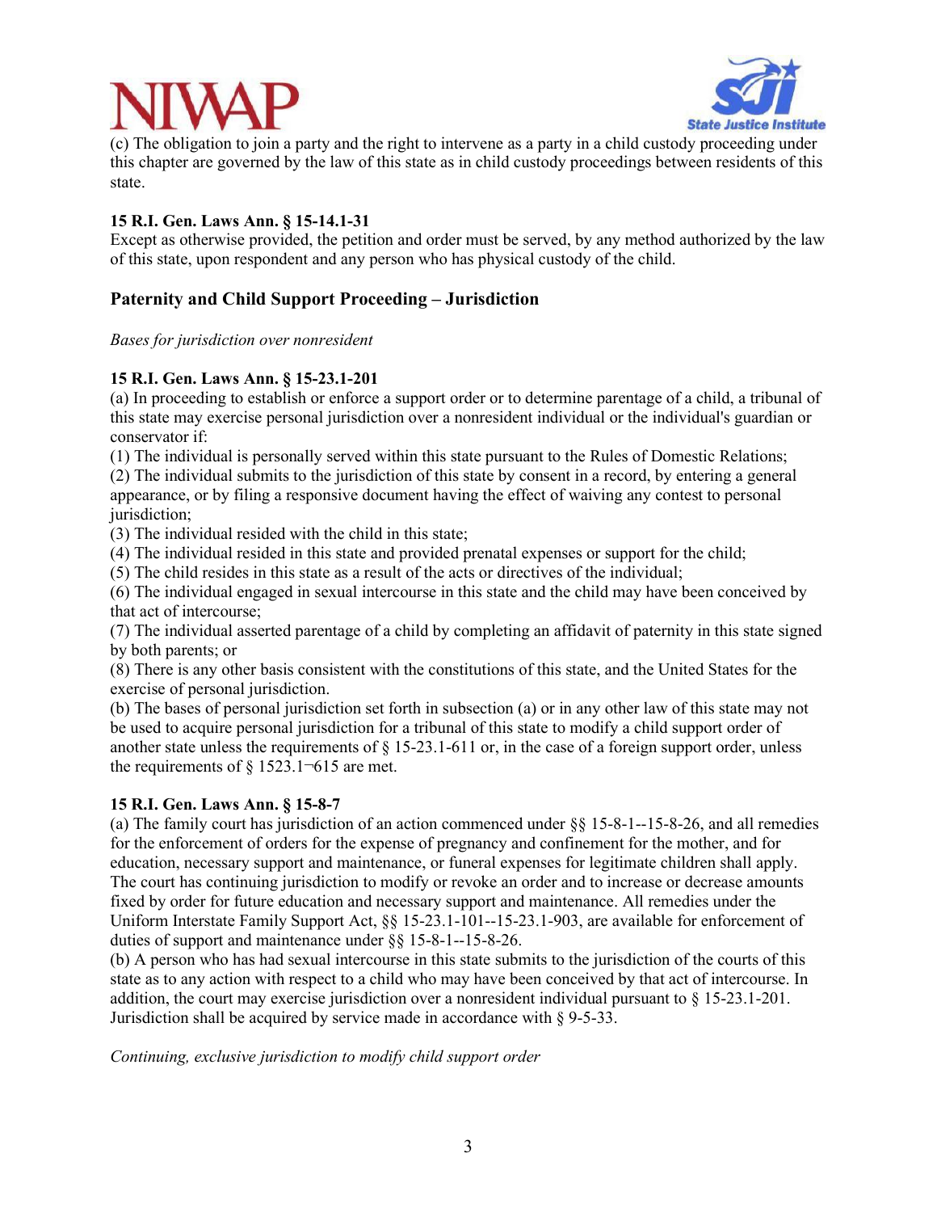(c) The obligation to join a party and the right to intervene as a party in a child custody proceeding under this chapter are governed by the law of this state as in child custody proceedings between residents of this state.

**15 R.I. Gen. Laws Ann. § 15-14.1-31**
Except as otherwise provided, the petition and order must be served, by any method authorized by the law of this state, upon respondent and any person who has physical custody of the child.

## Paternity and Child Support Proceeding – Jurisdiction

*Bases for jurisdiction over nonresident*

**15 R.I. Gen. Laws Ann. § 15-23.1-201**
(a) In proceeding to establish or enforce a support order or to determine parentage of a child, a tribunal of this state may exercise personal jurisdiction over a nonresident individual or the individual's guardian or conservator if:
(1) The individual is personally served within this state pursuant to the Rules of Domestic Relations;
(2) The individual submits to the jurisdiction of this state by consent in a record, by entering a general appearance, or by filing a responsive document having the effect of waiving any contest to personal jurisdiction;
(3) The individual resided with the child in this state;
(4) The individual resided in this state and provided prenatal expenses or support for the child;
(5) The child resides in this state as a result of the acts or directives of the individual;
(6) The individual engaged in sexual intercourse in this state and the child may have been conceived by that act of intercourse;
(7) The individual asserted parentage of a child by completing an affidavit of paternity in this state signed by both parents; or
(8) There is any other basis consistent with the constitutions of this state, and the United States for the exercise of personal jurisdiction.
(b) The bases of personal jurisdiction set forth in subsection (a) or in any other law of this state may not be used to acquire personal jurisdiction for a tribunal of this state to modify a child support order of another state unless the requirements of § 15-23.1-611 or, in the case of a foreign support order, unless the requirements of § 1523.1¬615 are met.

**15 R.I. Gen. Laws Ann. § 15-8-7**
(a) The family court has jurisdiction of an action commenced under §§ 15-8-1--15-8-26, and all remedies for the enforcement of orders for the expense of pregnancy and confinement for the mother, and for education, necessary support and maintenance, or funeral expenses for legitimate children shall apply. The court has continuing jurisdiction to modify or revoke an order and to increase or decrease amounts fixed by order for future education and necessary support and maintenance. All remedies under the Uniform Interstate Family Support Act, §§ 15-23.1-101--15-23.1-903, are available for enforcement of duties of support and maintenance under §§ 15-8-1--15-8-26.
(b) A person who has had sexual intercourse in this state submits to the jurisdiction of the courts of this state as to any action with respect to a child who may have been conceived by that act of intercourse. In addition, the court may exercise jurisdiction over a nonresident individual pursuant to § 15-23.1-201. Jurisdiction shall be acquired by service made in accordance with § 9-5-33.

*Continuing, exclusive jurisdiction to modify child support order*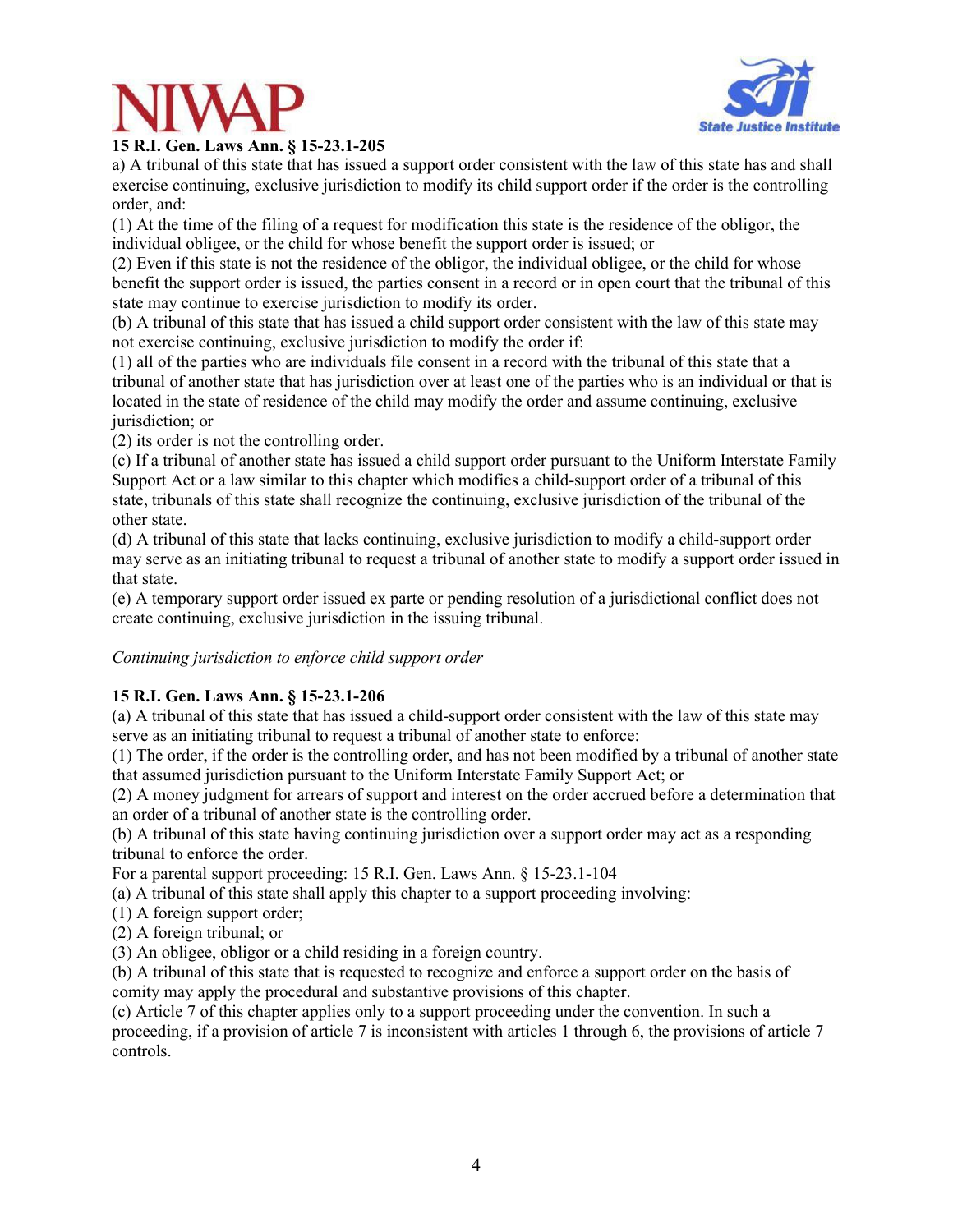**15 R.I. Gen. Laws Ann. § 15-23.1-205**

a) A tribunal of this state that has issued a support order consistent with the law of this state has and shall exercise continuing, exclusive jurisdiction to modify its child support order if the order is the controlling order, and:

(1) At the time of the filing of a request for modification this state is the residence of the obligor, the individual obligee, or the child for whose benefit the support order is issued; or

(2) Even if this state is not the residence of the obligor, the individual obligee, or the child for whose benefit the support order is issued, the parties consent in a record or in open court that the tribunal of this state may continue to exercise jurisdiction to modify its order.

(b) A tribunal of this state that has issued a child support order consistent with the law of this state may not exercise continuing, exclusive jurisdiction to modify the order if:

(1) all of the parties who are individuals file consent in a record with the tribunal of this state that a tribunal of another state that has jurisdiction over at least one of the parties who is an individual or that is located in the state of residence of the child may modify the order and assume continuing, exclusive jurisdiction; or

(2) its order is not the controlling order.

(c) If a tribunal of another state has issued a child support order pursuant to the Uniform Interstate Family Support Act or a law similar to this chapter which modifies a child-support order of a tribunal of this state, tribunals of this state shall recognize the continuing, exclusive jurisdiction of the tribunal of the other state.

(d) A tribunal of this state that lacks continuing, exclusive jurisdiction to modify a child-support order may serve as an initiating tribunal to request a tribunal of another state to modify a support order issued in that state.

(e) A temporary support order issued ex parte or pending resolution of a jurisdictional conflict does not create continuing, exclusive jurisdiction in the issuing tribunal.

*Continuing jurisdiction to enforce child support order*

**15 R.I. Gen. Laws Ann. § 15-23.1-206**

(a) A tribunal of this state that has issued a child-support order consistent with the law of this state may serve as an initiating tribunal to request a tribunal of another state to enforce:

(1) The order, if the order is the controlling order, and has not been modified by a tribunal of another state that assumed jurisdiction pursuant to the Uniform Interstate Family Support Act; or

(2) A money judgment for arrears of support and interest on the order accrued before a determination that an order of a tribunal of another state is the controlling order.

(b) A tribunal of this state having continuing jurisdiction over a support order may act as a responding tribunal to enforce the order.

For a parental support proceeding: 15 R.I. Gen. Laws Ann. § 15-23.1-104

(a) A tribunal of this state shall apply this chapter to a support proceeding involving:

(1) A foreign support order;

(2) A foreign tribunal; or

(3) An obligee, obligor or a child residing in a foreign country.

(b) A tribunal of this state that is requested to recognize and enforce a support order on the basis of comity may apply the procedural and substantive provisions of this chapter.

(c) Article 7 of this chapter applies only to a support proceeding under the convention. In such a proceeding, if a provision of article 7 is inconsistent with articles 1 through 6, the provisions of article 7 controls.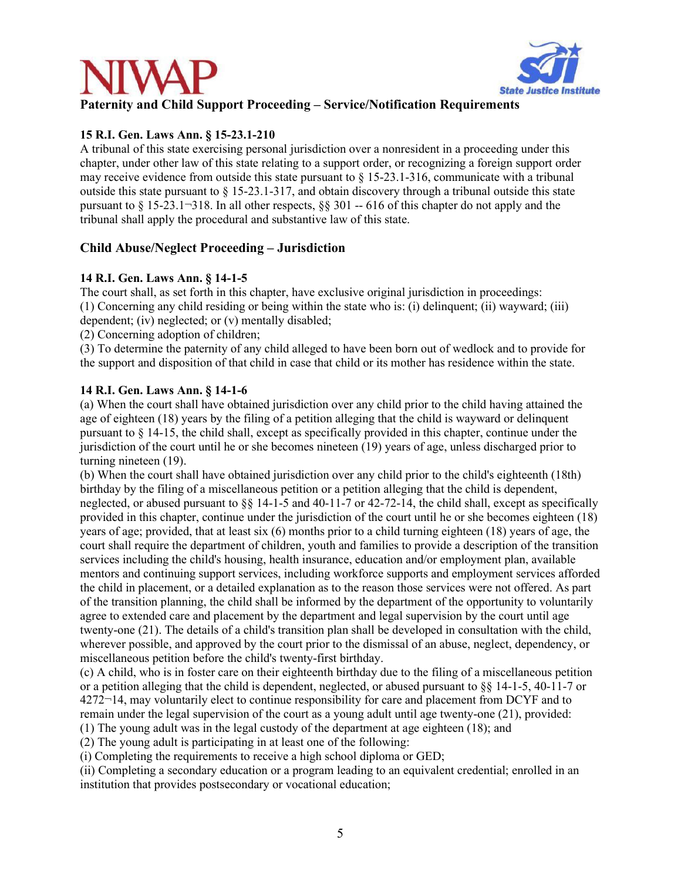## Paternity and Child Support Proceeding – Service/Notification Requirements

**15 R.I. Gen. Laws Ann. § 15-23.1-210**

A tribunal of this state exercising personal jurisdiction over a nonresident in a proceeding under this chapter, under other law of this state relating to a support order, or recognizing a foreign support order may receive evidence from outside this state pursuant to § 15-23.1-316, communicate with a tribunal outside this state pursuant to § 15-23.1-317, and obtain discovery through a tribunal outside this state pursuant to § 15-23.1¬318. In all other respects, §§ 301 -- 616 of this chapter do not apply and the tribunal shall apply the procedural and substantive law of this state.

## Child Abuse/Neglect Proceeding – Jurisdiction

**14 R.I. Gen. Laws Ann. § 14-1-5**

The court shall, as set forth in this chapter, have exclusive original jurisdiction in proceedings:
(1) Concerning any child residing or being within the state who is: (i) delinquent; (ii) wayward; (iii) dependent; (iv) neglected; or (v) mentally disabled;
(2) Concerning adoption of children;
(3) To determine the paternity of any child alleged to have been born out of wedlock and to provide for the support and disposition of that child in case that child or its mother has residence within the state.

**14 R.I. Gen. Laws Ann. § 14-1-6**

(a) When the court shall have obtained jurisdiction over any child prior to the child having attained the age of eighteen (18) years by the filing of a petition alleging that the child is wayward or delinquent pursuant to § 14-15, the child shall, except as specifically provided in this chapter, continue under the jurisdiction of the court until he or she becomes nineteen (19) years of age, unless discharged prior to turning nineteen (19).
(b) When the court shall have obtained jurisdiction over any child prior to the child's eighteenth (18th) birthday by the filing of a miscellaneous petition or a petition alleging that the child is dependent, neglected, or abused pursuant to §§ 14-1-5 and 40-11-7 or 42-72-14, the child shall, except as specifically provided in this chapter, continue under the jurisdiction of the court until he or she becomes eighteen (18) years of age; provided, that at least six (6) months prior to a child turning eighteen (18) years of age, the court shall require the department of children, youth and families to provide a description of the transition services including the child's housing, health insurance, education and/or employment plan, available mentors and continuing support services, including workforce supports and employment services afforded the child in placement, or a detailed explanation as to the reason those services were not offered. As part of the transition planning, the child shall be informed by the department of the opportunity to voluntarily agree to extended care and placement by the department and legal supervision by the court until age twenty-one (21). The details of a child's transition plan shall be developed in consultation with the child, wherever possible, and approved by the court prior to the dismissal of an abuse, neglect, dependency, or miscellaneous petition before the child's twenty-first birthday.
(c) A child, who is in foster care on their eighteenth birthday due to the filing of a miscellaneous petition or a petition alleging that the child is dependent, neglected, or abused pursuant to §§ 14-1-5, 40-11-7 or 4272¬14, may voluntarily elect to continue responsibility for care and placement from DCYF and to remain under the legal supervision of the court as a young adult until age twenty-one (21), provided:
(1) The young adult was in the legal custody of the department at age eighteen (18); and
(2) The young adult is participating in at least one of the following:
(i) Completing the requirements to receive a high school diploma or GED;
(ii) Completing a secondary education or a program leading to an equivalent credential; enrolled in an institution that provides postsecondary or vocational education;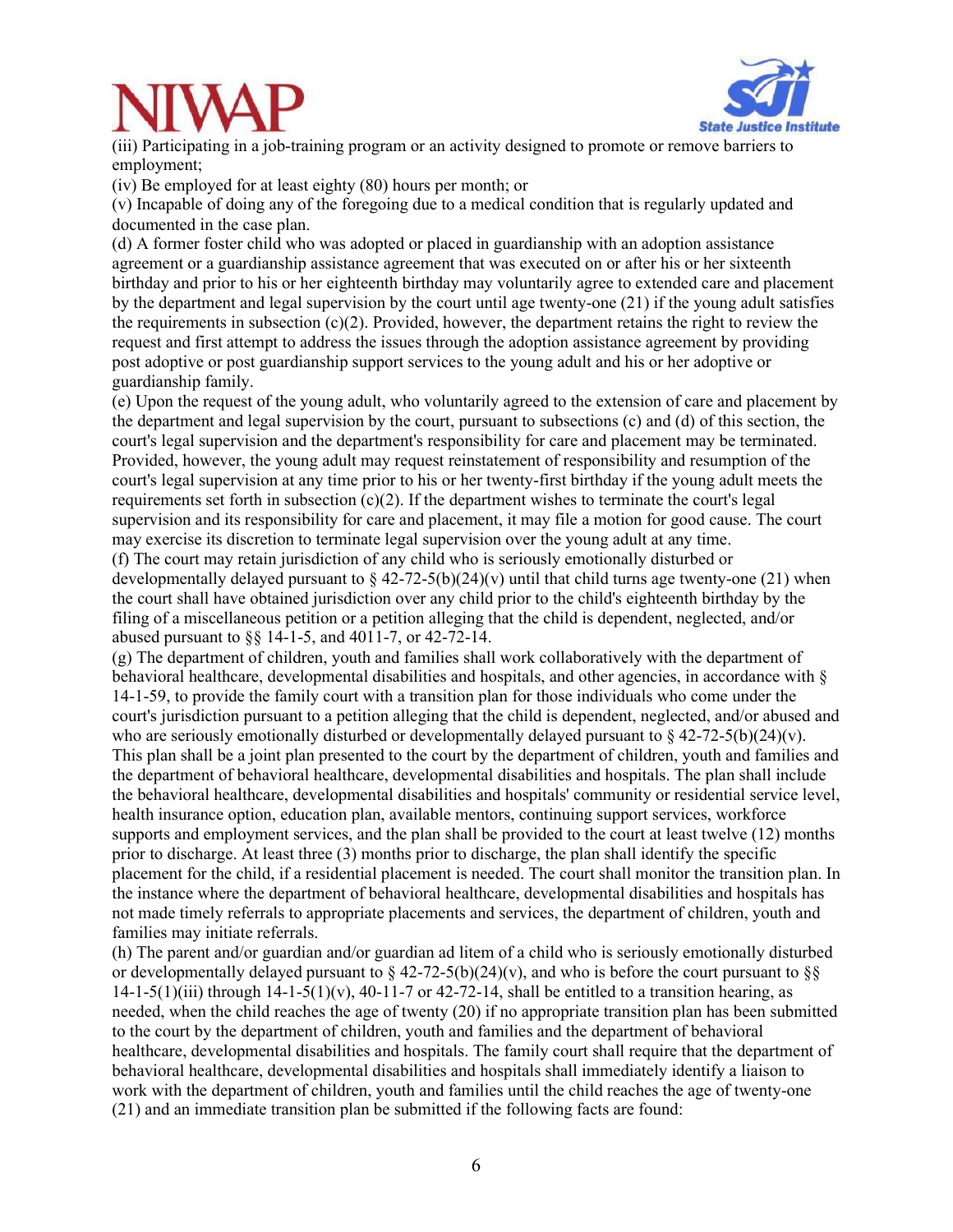(iii) Participating in a job-training program or an activity designed to promote or remove barriers to employment;

(iv) Be employed for at least eighty (80) hours per month; or

(v) Incapable of doing any of the foregoing due to a medical condition that is regularly updated and documented in the case plan.

(d) A former foster child who was adopted or placed in guardianship with an adoption assistance agreement or a guardianship assistance agreement that was executed on or after his or her sixteenth birthday and prior to his or her eighteenth birthday may voluntarily agree to extended care and placement by the department and legal supervision by the court until age twenty-one (21) if the young adult satisfies the requirements in subsection (c)(2). Provided, however, the department retains the right to review the request and first attempt to address the issues through the adoption assistance agreement by providing post adoptive or post guardianship support services to the young adult and his or her adoptive or guardianship family.

(e) Upon the request of the young adult, who voluntarily agreed to the extension of care and placement by the department and legal supervision by the court, pursuant to subsections (c) and (d) of this section, the court's legal supervision and the department's responsibility for care and placement may be terminated. Provided, however, the young adult may request reinstatement of responsibility and resumption of the court's legal supervision at any time prior to his or her twenty-first birthday if the young adult meets the requirements set forth in subsection (c)(2). If the department wishes to terminate the court's legal supervision and its responsibility for care and placement, it may file a motion for good cause. The court may exercise its discretion to terminate legal supervision over the young adult at any time.

(f) The court may retain jurisdiction of any child who is seriously emotionally disturbed or developmentally delayed pursuant to § 42-72-5(b)(24)(v) until that child turns age twenty-one (21) when the court shall have obtained jurisdiction over any child prior to the child's eighteenth birthday by the filing of a miscellaneous petition or a petition alleging that the child is dependent, neglected, and/or abused pursuant to §§ 14-1-5, and 4011-7, or 42-72-14.

(g) The department of children, youth and families shall work collaboratively with the department of behavioral healthcare, developmental disabilities and hospitals, and other agencies, in accordance with § 14-1-59, to provide the family court with a transition plan for those individuals who come under the court's jurisdiction pursuant to a petition alleging that the child is dependent, neglected, and/or abused and who are seriously emotionally disturbed or developmentally delayed pursuant to § 42-72-5(b)(24)(v). This plan shall be a joint plan presented to the court by the department of children, youth and families and the department of behavioral healthcare, developmental disabilities and hospitals. The plan shall include the behavioral healthcare, developmental disabilities and hospitals' community or residential service level, health insurance option, education plan, available mentors, continuing support services, workforce supports and employment services, and the plan shall be provided to the court at least twelve (12) months prior to discharge. At least three (3) months prior to discharge, the plan shall identify the specific placement for the child, if a residential placement is needed. The court shall monitor the transition plan. In the instance where the department of behavioral healthcare, developmental disabilities and hospitals has not made timely referrals to appropriate placements and services, the department of children, youth and families may initiate referrals.

(h) The parent and/or guardian and/or guardian ad litem of a child who is seriously emotionally disturbed or developmentally delayed pursuant to § 42-72-5(b)(24)(v), and who is before the court pursuant to §§ 14-1-5(1)(iii) through 14-1-5(1)(v), 40-11-7 or 42-72-14, shall be entitled to a transition hearing, as needed, when the child reaches the age of twenty (20) if no appropriate transition plan has been submitted to the court by the department of children, youth and families and the department of behavioral healthcare, developmental disabilities and hospitals. The family court shall require that the department of behavioral healthcare, developmental disabilities and hospitals shall immediately identify a liaison to work with the department of children, youth and families until the child reaches the age of twenty-one (21) and an immediate transition plan be submitted if the following facts are found: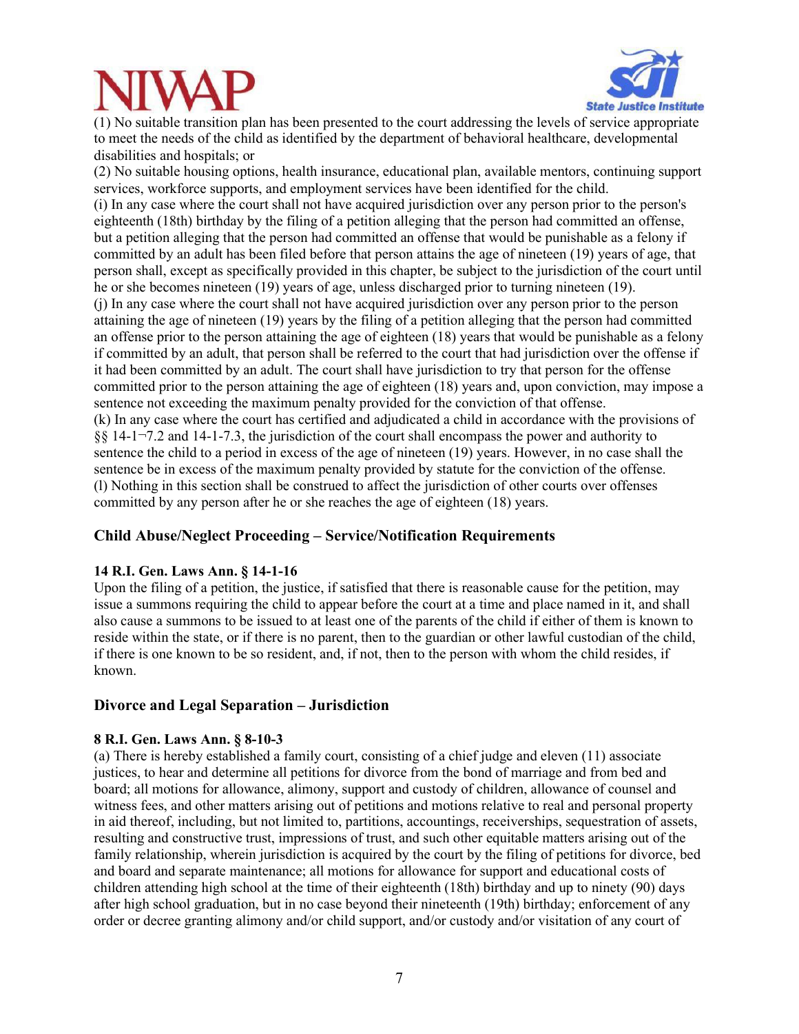(1) No suitable transition plan has been presented to the court addressing the levels of service appropriate to meet the needs of the child as identified by the department of behavioral healthcare, developmental disabilities and hospitals; or

(2) No suitable housing options, health insurance, educational plan, available mentors, continuing support services, workforce supports, and employment services have been identified for the child.

(i) In any case where the court shall not have acquired jurisdiction over any person prior to the person's eighteenth (18th) birthday by the filing of a petition alleging that the person had committed an offense, but a petition alleging that the person had committed an offense that would be punishable as a felony if committed by an adult has been filed before that person attains the age of nineteen (19) years of age, that person shall, except as specifically provided in this chapter, be subject to the jurisdiction of the court until he or she becomes nineteen (19) years of age, unless discharged prior to turning nineteen (19).

(j) In any case where the court shall not have acquired jurisdiction over any person prior to the person attaining the age of nineteen (19) years by the filing of a petition alleging that the person had committed an offense prior to the person attaining the age of eighteen (18) years that would be punishable as a felony if committed by an adult, that person shall be referred to the court that had jurisdiction over the offense if it had been committed by an adult. The court shall have jurisdiction to try that person for the offense committed prior to the person attaining the age of eighteen (18) years and, upon conviction, may impose a sentence not exceeding the maximum penalty provided for the conviction of that offense.

(k) In any case where the court has certified and adjudicated a child in accordance with the provisions of §§ 14-1¬7.2 and 14-1-7.3, the jurisdiction of the court shall encompass the power and authority to sentence the child to a period in excess of the age of nineteen (19) years. However, in no case shall the sentence be in excess of the maximum penalty provided by statute for the conviction of the offense.

(l) Nothing in this section shall be construed to affect the jurisdiction of other courts over offenses committed by any person after he or she reaches the age of eighteen (18) years.

## Child Abuse/Neglect Proceeding – Service/Notification Requirements

**14 R.I. Gen. Laws Ann. § 14-1-16**

Upon the filing of a petition, the justice, if satisfied that there is reasonable cause for the petition, may issue a summons requiring the child to appear before the court at a time and place named in it, and shall also cause a summons to be issued to at least one of the parents of the child if either of them is known to reside within the state, or if there is no parent, then to the guardian or other lawful custodian of the child, if there is one known to be so resident, and, if not, then to the person with whom the child resides, if known.

## Divorce and Legal Separation – Jurisdiction

**8 R.I. Gen. Laws Ann. § 8-10-3**

(a) There is hereby established a family court, consisting of a chief judge and eleven (11) associate justices, to hear and determine all petitions for divorce from the bond of marriage and from bed and board; all motions for allowance, alimony, support and custody of children, allowance of counsel and witness fees, and other matters arising out of petitions and motions relative to real and personal property in aid thereof, including, but not limited to, partitions, accountings, receiverships, sequestration of assets, resulting and constructive trust, impressions of trust, and such other equitable matters arising out of the family relationship, wherein jurisdiction is acquired by the court by the filing of petitions for divorce, bed and board and separate maintenance; all motions for allowance for support and educational costs of children attending high school at the time of their eighteenth (18th) birthday and up to ninety (90) days after high school graduation, but in no case beyond their nineteenth (19th) birthday; enforcement of any order or decree granting alimony and/or child support, and/or custody and/or visitation of any court of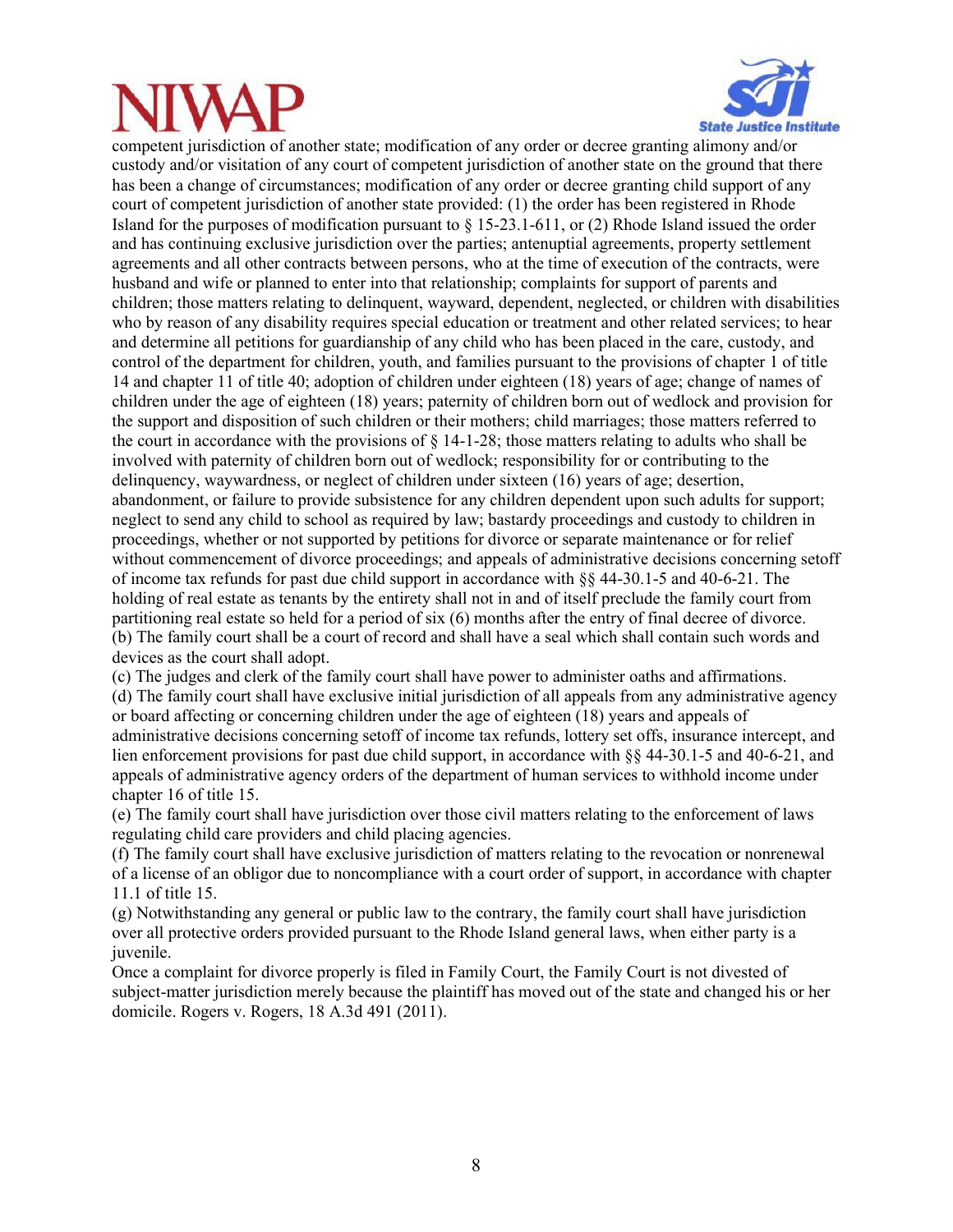competent jurisdiction of another state; modification of any order or decree granting alimony and/or custody and/or visitation of any court of competent jurisdiction of another state on the ground that there has been a change of circumstances; modification of any order or decree granting child support of any court of competent jurisdiction of another state provided: (1) the order has been registered in Rhode Island for the purposes of modification pursuant to § 15-23.1-611, or (2) Rhode Island issued the order and has continuing exclusive jurisdiction over the parties; antenuptial agreements, property settlement agreements and all other contracts between persons, who at the time of execution of the contracts, were husband and wife or planned to enter into that relationship; complaints for support of parents and children; those matters relating to delinquent, wayward, dependent, neglected, or children with disabilities who by reason of any disability requires special education or treatment and other related services; to hear and determine all petitions for guardianship of any child who has been placed in the care, custody, and control of the department for children, youth, and families pursuant to the provisions of chapter 1 of title 14 and chapter 11 of title 40; adoption of children under eighteen (18) years of age; change of names of children under the age of eighteen (18) years; paternity of children born out of wedlock and provision for the support and disposition of such children or their mothers; child marriages; those matters referred to the court in accordance with the provisions of § 14-1-28; those matters relating to adults who shall be involved with paternity of children born out of wedlock; responsibility for or contributing to the delinquency, waywardness, or neglect of children under sixteen (16) years of age; desertion, abandonment, or failure to provide subsistence for any children dependent upon such adults for support; neglect to send any child to school as required by law; bastardy proceedings and custody to children in proceedings, whether or not supported by petitions for divorce or separate maintenance or for relief without commencement of divorce proceedings; and appeals of administrative decisions concerning setoff of income tax refunds for past due child support in accordance with §§ 44-30.1-5 and 40-6-21. The holding of real estate as tenants by the entirety shall not in and of itself preclude the family court from partitioning real estate so held for a period of six (6) months after the entry of final decree of divorce.

(b) The family court shall be a court of record and shall have a seal which shall contain such words and devices as the court shall adopt.

(c) The judges and clerk of the family court shall have power to administer oaths and affirmations.

(d) The family court shall have exclusive initial jurisdiction of all appeals from any administrative agency or board affecting or concerning children under the age of eighteen (18) years and appeals of administrative decisions concerning setoff of income tax refunds, lottery set offs, insurance intercept, and lien enforcement provisions for past due child support, in accordance with §§ 44-30.1-5 and 40-6-21, and appeals of administrative agency orders of the department of human services to withhold income under chapter 16 of title 15.

(e) The family court shall have jurisdiction over those civil matters relating to the enforcement of laws regulating child care providers and child placing agencies.

(f) The family court shall have exclusive jurisdiction of matters relating to the revocation or nonrenewal of a license of an obligor due to noncompliance with a court order of support, in accordance with chapter 11.1 of title 15.

(g) Notwithstanding any general or public law to the contrary, the family court shall have jurisdiction over all protective orders provided pursuant to the Rhode Island general laws, when either party is a juvenile.

Once a complaint for divorce properly is filed in Family Court, the Family Court is not divested of subject-matter jurisdiction merely because the plaintiff has moved out of the state and changed his or her domicile. Rogers v. Rogers, 18 A.3d 491 (2011).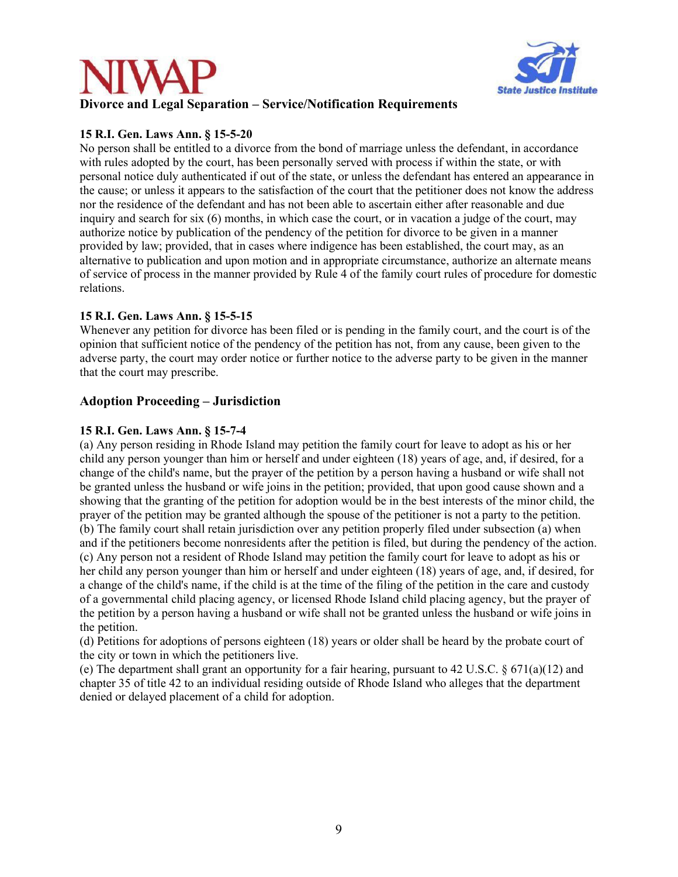## Divorce and Legal Separation – Service/Notification Requirements

**15 R.I. Gen. Laws Ann. § 15-5-20**

No person shall be entitled to a divorce from the bond of marriage unless the defendant, in accordance with rules adopted by the court, has been personally served with process if within the state, or with personal notice duly authenticated if out of the state, or unless the defendant has entered an appearance in the cause; or unless it appears to the satisfaction of the court that the petitioner does not know the address nor the residence of the defendant and has not been able to ascertain either after reasonable and due inquiry and search for six (6) months, in which case the court, or in vacation a judge of the court, may authorize notice by publication of the pendency of the petition for divorce to be given in a manner provided by law; provided, that in cases where indigence has been established, the court may, as an alternative to publication and upon motion and in appropriate circumstance, authorize an alternate means of service of process in the manner provided by Rule 4 of the family court rules of procedure for domestic relations.

**15 R.I. Gen. Laws Ann. § 15-5-15**

Whenever any petition for divorce has been filed or is pending in the family court, and the court is of the opinion that sufficient notice of the pendency of the petition has not, from any cause, been given to the adverse party, the court may order notice or further notice to the adverse party to be given in the manner that the court may prescribe.

## Adoption Proceeding – Jurisdiction

**15 R.I. Gen. Laws Ann. § 15-7-4**

(a) Any person residing in Rhode Island may petition the family court for leave to adopt as his or her child any person younger than him or herself and under eighteen (18) years of age, and, if desired, for a change of the child's name, but the prayer of the petition by a person having a husband or wife shall not be granted unless the husband or wife joins in the petition; provided, that upon good cause shown and a showing that the granting of the petition for adoption would be in the best interests of the minor child, the prayer of the petition may be granted although the spouse of the petitioner is not a party to the petition.
(b) The family court shall retain jurisdiction over any petition properly filed under subsection (a) when and if the petitioners become nonresidents after the petition is filed, but during the pendency of the action.
(c) Any person not a resident of Rhode Island may petition the family court for leave to adopt as his or her child any person younger than him or herself and under eighteen (18) years of age, and, if desired, for a change of the child's name, if the child is at the time of the filing of the petition in the care and custody of a governmental child placing agency, or licensed Rhode Island child placing agency, but the prayer of the petition by a person having a husband or wife shall not be granted unless the husband or wife joins in the petition.
(d) Petitions for adoptions of persons eighteen (18) years or older shall be heard by the probate court of the city or town in which the petitioners live.
(e) The department shall grant an opportunity for a fair hearing, pursuant to 42 U.S.C. § 671(a)(12) and chapter 35 of title 42 to an individual residing outside of Rhode Island who alleges that the department denied or delayed placement of a child for adoption.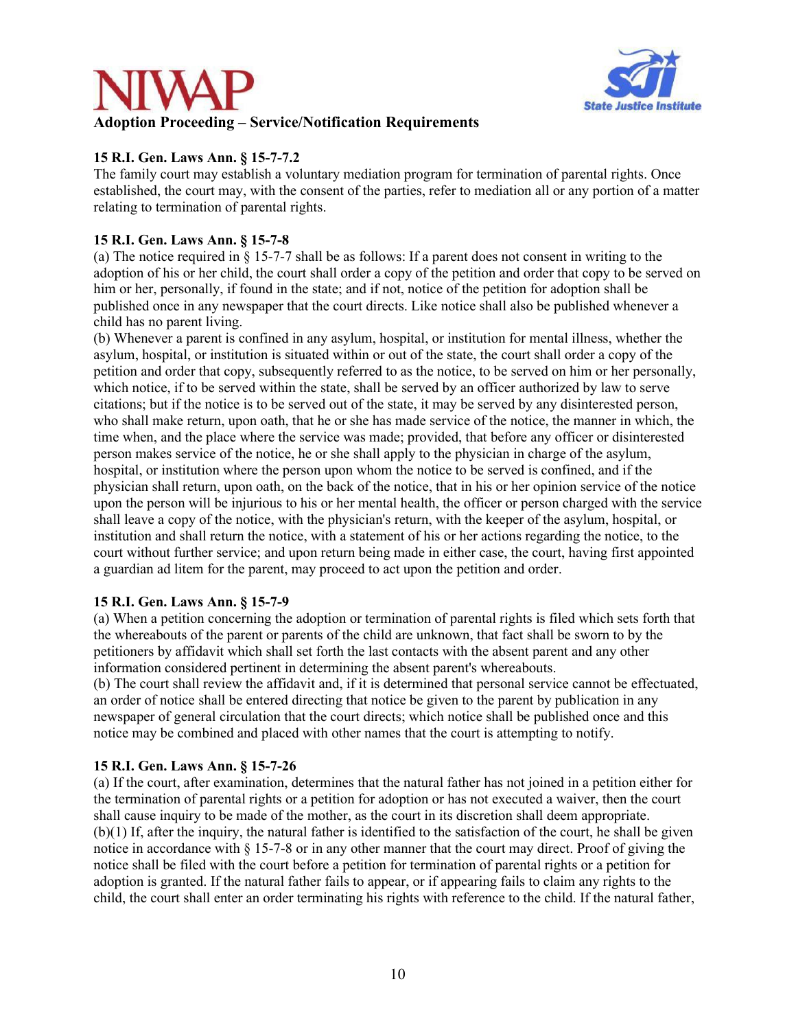# Adoption Proceeding – Service/Notification Requirements

**15 R.I. Gen. Laws Ann. § 15-7-7.2**

The family court may establish a voluntary mediation program for termination of parental rights. Once established, the court may, with the consent of the parties, refer to mediation all or any portion of a matter relating to termination of parental rights.

**15 R.I. Gen. Laws Ann. § 15-7-8**

(a) The notice required in § 15-7-7 shall be as follows: If a parent does not consent in writing to the adoption of his or her child, the court shall order a copy of the petition and order that copy to be served on him or her, personally, if found in the state; and if not, notice of the petition for adoption shall be published once in any newspaper that the court directs. Like notice shall also be published whenever a child has no parent living.

(b) Whenever a parent is confined in any asylum, hospital, or institution for mental illness, whether the asylum, hospital, or institution is situated within or out of the state, the court shall order a copy of the petition and order that copy, subsequently referred to as the notice, to be served on him or her personally, which notice, if to be served within the state, shall be served by an officer authorized by law to serve citations; but if the notice is to be served out of the state, it may be served by any disinterested person, who shall make return, upon oath, that he or she has made service of the notice, the manner in which, the time when, and the place where the service was made; provided, that before any officer or disinterested person makes service of the notice, he or she shall apply to the physician in charge of the asylum, hospital, or institution where the person upon whom the notice to be served is confined, and if the physician shall return, upon oath, on the back of the notice, that in his or her opinion service of the notice upon the person will be injurious to his or her mental health, the officer or person charged with the service shall leave a copy of the notice, with the physician's return, with the keeper of the asylum, hospital, or institution and shall return the notice, with a statement of his or her actions regarding the notice, to the court without further service; and upon return being made in either case, the court, having first appointed a guardian ad litem for the parent, may proceed to act upon the petition and order.

**15 R.I. Gen. Laws Ann. § 15-7-9**

(a) When a petition concerning the adoption or termination of parental rights is filed which sets forth that the whereabouts of the parent or parents of the child are unknown, that fact shall be sworn to by the petitioners by affidavit which shall set forth the last contacts with the absent parent and any other information considered pertinent in determining the absent parent's whereabouts.

(b) The court shall review the affidavit and, if it is determined that personal service cannot be effectuated, an order of notice shall be entered directing that notice be given to the parent by publication in any newspaper of general circulation that the court directs; which notice shall be published once and this notice may be combined and placed with other names that the court is attempting to notify.

**15 R.I. Gen. Laws Ann. § 15-7-26**

(a) If the court, after examination, determines that the natural father has not joined in a petition either for the termination of parental rights or a petition for adoption or has not executed a waiver, then the court shall cause inquiry to be made of the mother, as the court in its discretion shall deem appropriate.

(b)(1) If, after the inquiry, the natural father is identified to the satisfaction of the court, he shall be given notice in accordance with § 15-7-8 or in any other manner that the court may direct. Proof of giving the notice shall be filed with the court before a petition for termination of parental rights or a petition for adoption is granted. If the natural father fails to appear, or if appearing fails to claim any rights to the child, the court shall enter an order terminating his rights with reference to the child. If the natural father,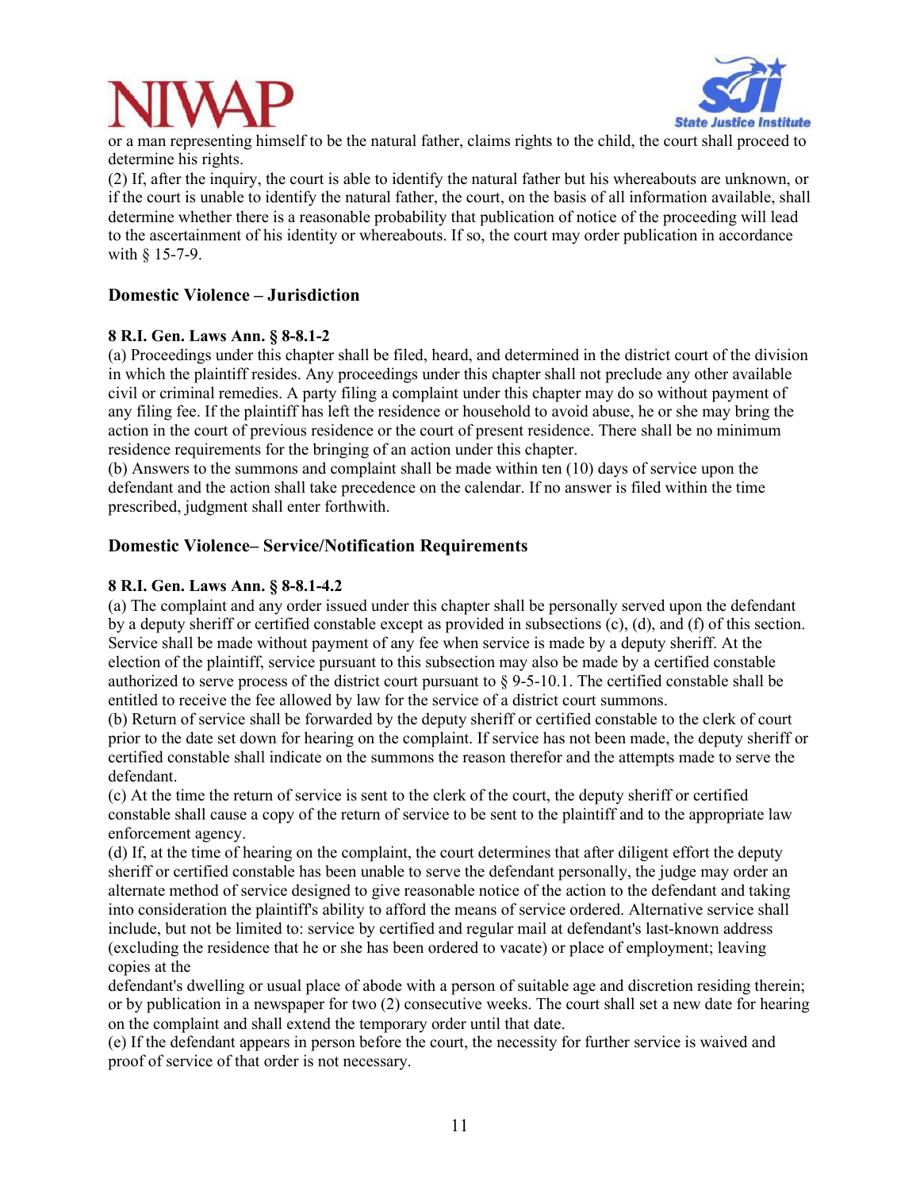or a man representing himself to be the natural father, claims rights to the child, the court shall proceed to determine his rights.

(2) If, after the inquiry, the court is able to identify the natural father but his whereabouts are unknown, or if the court is unable to identify the natural father, the court, on the basis of all information available, shall determine whether there is a reasonable probability that publication of notice of the proceeding will lead to the ascertainment of his identity or whereabouts. If so, the court may order publication in accordance with § 15-7-9.

## Domestic Violence – Jurisdiction

**8 R.I. Gen. Laws Ann. § 8-8.1-2**

(a) Proceedings under this chapter shall be filed, heard, and determined in the district court of the division in which the plaintiff resides. Any proceedings under this chapter shall not preclude any other available civil or criminal remedies. A party filing a complaint under this chapter may do so without payment of any filing fee. If the plaintiff has left the residence or household to avoid abuse, he or she may bring the action in the court of previous residence or the court of present residence. There shall be no minimum residence requirements for the bringing of an action under this chapter.

(b) Answers to the summons and complaint shall be made within ten (10) days of service upon the defendant and the action shall take precedence on the calendar. If no answer is filed within the time prescribed, judgment shall enter forthwith.

## Domestic Violence– Service/Notification Requirements

**8 R.I. Gen. Laws Ann. § 8-8.1-4.2**

(a) The complaint and any order issued under this chapter shall be personally served upon the defendant by a deputy sheriff or certified constable except as provided in subsections (c), (d), and (f) of this section. Service shall be made without payment of any fee when service is made by a deputy sheriff. At the election of the plaintiff, service pursuant to this subsection may also be made by a certified constable authorized to serve process of the district court pursuant to § 9-5-10.1. The certified constable shall be entitled to receive the fee allowed by law for the service of a district court summons.

(b) Return of service shall be forwarded by the deputy sheriff or certified constable to the clerk of court prior to the date set down for hearing on the complaint. If service has not been made, the deputy sheriff or certified constable shall indicate on the summons the reason therefor and the attempts made to serve the defendant.

(c) At the time the return of service is sent to the clerk of the court, the deputy sheriff or certified constable shall cause a copy of the return of service to be sent to the plaintiff and to the appropriate law enforcement agency.

(d) If, at the time of hearing on the complaint, the court determines that after diligent effort the deputy sheriff or certified constable has been unable to serve the defendant personally, the judge may order an alternate method of service designed to give reasonable notice of the action to the defendant and taking into consideration the plaintiff's ability to afford the means of service ordered. Alternative service shall include, but not be limited to: service by certified and regular mail at defendant's last-known address (excluding the residence that he or she has been ordered to vacate) or place of employment; leaving copies at the defendant's dwelling or usual place of abode with a person of suitable age and discretion residing therein; or by publication in a newspaper for two (2) consecutive weeks. The court shall set a new date for hearing on the complaint and shall extend the temporary order until that date.

(e) If the defendant appears in person before the court, the necessity for further service is waived and proof of service of that order is not necessary.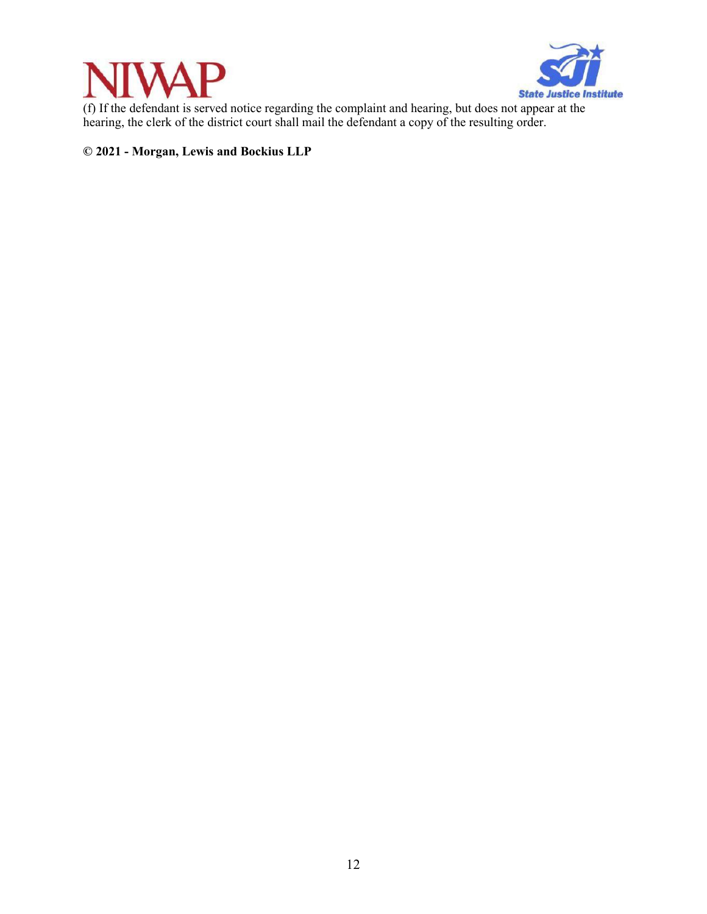(f) If the defendant is served notice regarding the complaint and hearing, but does not appear at the hearing, the clerk of the district court shall mail the defendant a copy of the resulting order.

**© 2021 - Morgan, Lewis and Bockius LLP**